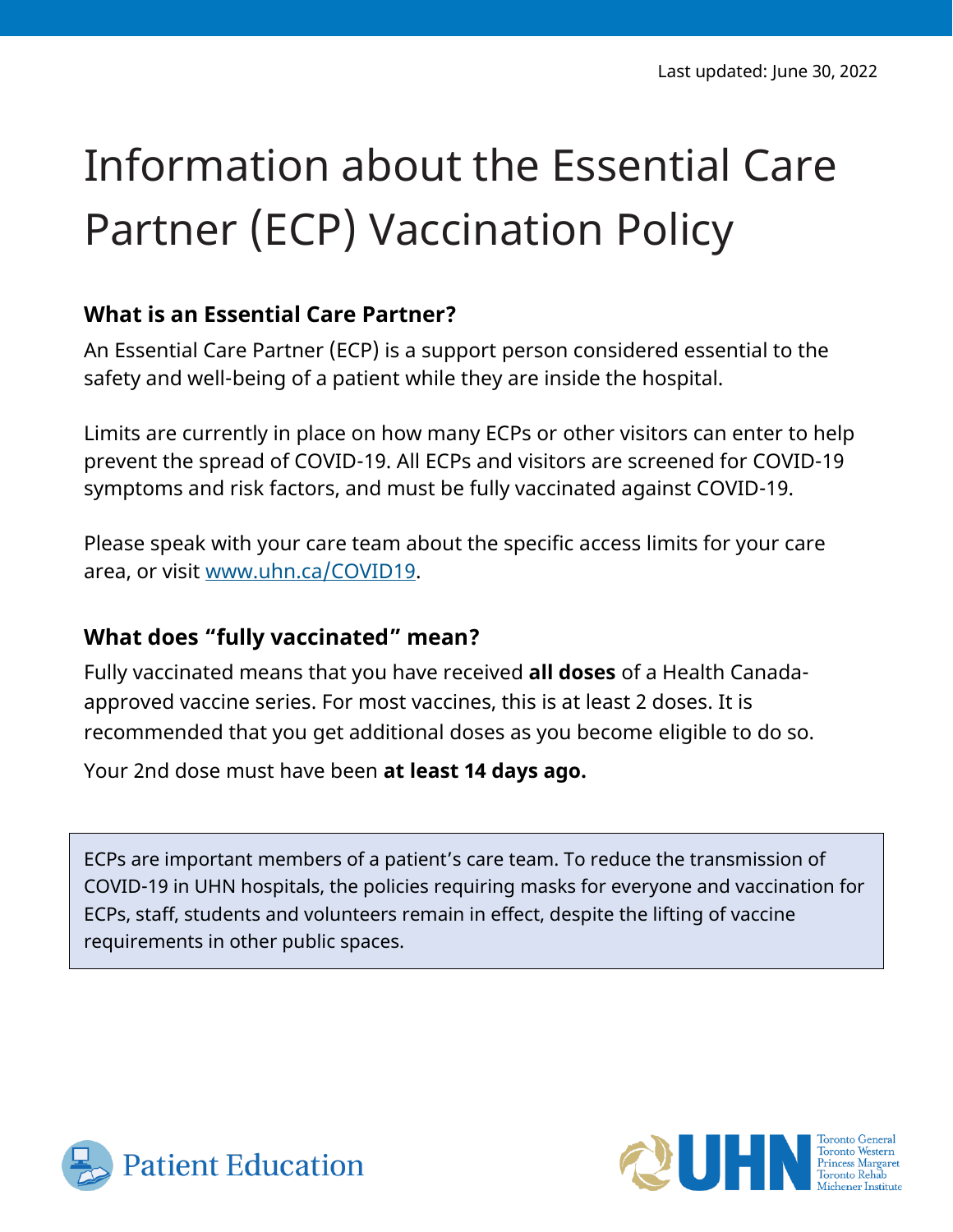Last updated: June 30, 2022

# Information about the Essential Care Partner (ECP) Vaccination Policy

## What is an Essential Care Partner?

An Essential Care Partner (ECP) is a support person considered essential to the safety and well-being of a patient while they are inside the hospital.

Limits are currently in place on how many ECPs or other visitors can enter to help prevent the spread of COVID-19. All ECPs and visitors are screened for COVID-19 symptoms and risk factors, and must be fully vaccinated against COVID-19.

Please speak with your care team about the specific access limits for your care area, or visit [www.uhn.ca/COVID19](http://www.uhn.ca/COVID19).

## What does "fully vaccinated" mean?

Fully vaccinated means that you have received **all doses** of a Health Canada-approved vaccine series. For most vaccines, this is at least 2 doses. It is recommended that you get additional doses as you become eligible to do so.

Your 2nd dose must have been **at least 14 days ago.**

> ECPs are important members of a patient's care team. To reduce the transmission of COVID-19 in UHN hospitals, the policies requiring masks for everyone and vaccination for ECPs, staff, students and volunteers remain in effect, despite the lifting of vaccine requirements in other public spaces.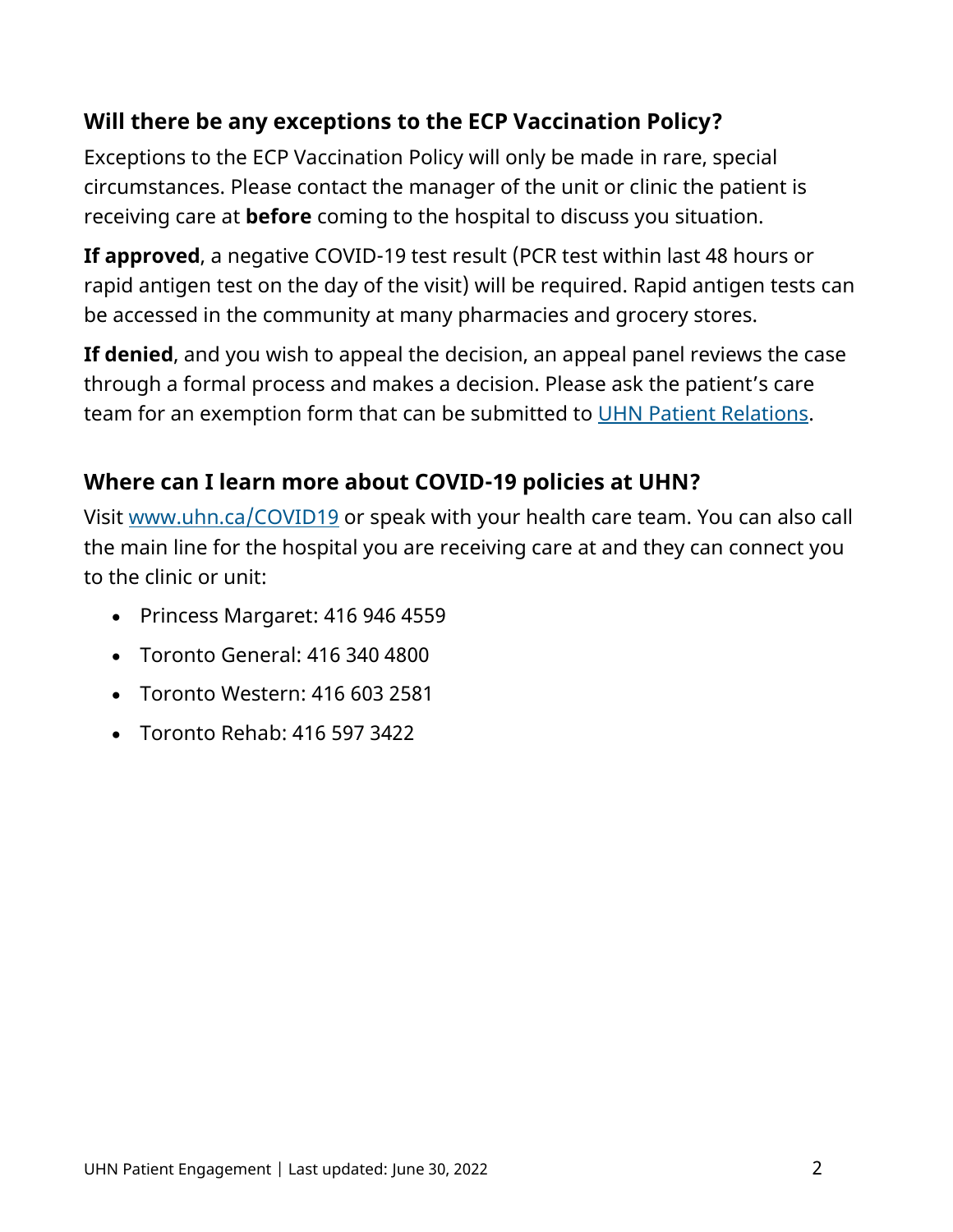## Will there be any exceptions to the ECP Vaccination Policy?

Exceptions to the ECP Vaccination Policy will only be made in rare, special circumstances. Please contact the manager of the unit or clinic the patient is receiving care at **before** coming to the hospital to discuss you situation.

**If approved**, a negative COVID-19 test result (PCR test within last 48 hours or rapid antigen test on the day of the visit) will be required. Rapid antigen tests can be accessed in the community at many pharmacies and grocery stores.

**If denied**, and you wish to appeal the decision, an appeal panel reviews the case through a formal process and makes a decision. Please ask the patient's care team for an exemption form that can be submitted to UHN Patient Relations.

## Where can I learn more about COVID-19 policies at UHN?

Visit www.uhn.ca/COVID19 or speak with your health care team. You can also call the main line for the hospital you are receiving care at and they can connect you to the clinic or unit:

- Princess Margaret: 416 946 4559
- Toronto General: 416 340 4800
- Toronto Western: 416 603 2581
- Toronto Rehab: 416 597 3422

UHN Patient Engagement | Last updated: June 30, 2022